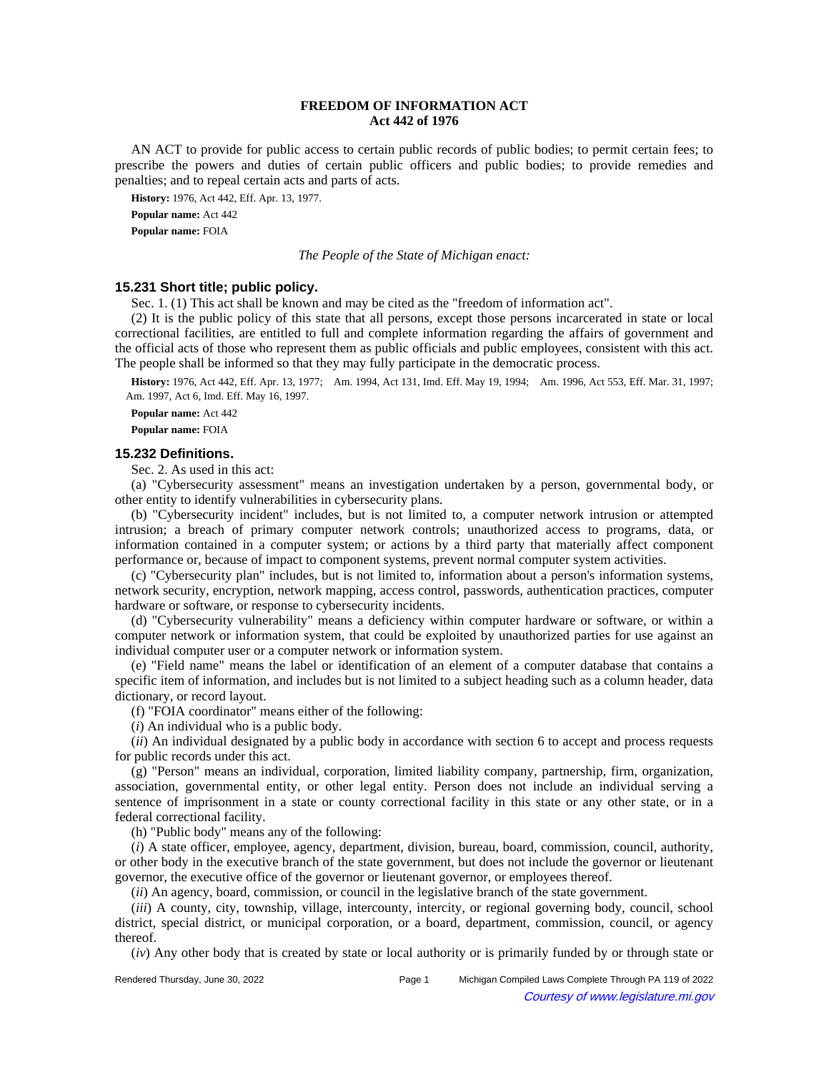# FREEDOM OF INFORMATION ACT
## Act 442 of 1976

AN ACT to provide for public access to certain public records of public bodies; to permit certain fees; to prescribe the powers and duties of certain public officers and public bodies; to provide remedies and penalties; and to repeal certain acts and parts of acts.

**History:** 1976, Act 442, Eff. Apr. 13, 1977.

**Popular name:** Act 442

**Popular name:** FOIA

*The People of the State of Michigan enact:*

### 15.231 Short title; public policy.

Sec. 1. (1) This act shall be known and may be cited as the "freedom of information act".

(2) It is the public policy of this state that all persons, except those persons incarcerated in state or local correctional facilities, are entitled to full and complete information regarding the affairs of government and the official acts of those who represent them as public officials and public employees, consistent with this act. The people shall be informed so that they may fully participate in the democratic process.

**History:** 1976, Act 442, Eff. Apr. 13, 1977;—Am. 1994, Act 131, Imd. Eff. May 19, 1994;—Am. 1996, Act 553, Eff. Mar. 31, 1997;—Am. 1997, Act 6, Imd. Eff. May 16, 1997.

**Popular name:** Act 442

**Popular name:** FOIA

### 15.232 Definitions.

Sec. 2. As used in this act:

(a) "Cybersecurity assessment" means an investigation undertaken by a person, governmental body, or other entity to identify vulnerabilities in cybersecurity plans.

(b) "Cybersecurity incident" includes, but is not limited to, a computer network intrusion or attempted intrusion; a breach of primary computer network controls; unauthorized access to programs, data, or information contained in a computer system; or actions by a third party that materially affect component performance or, because of impact to component systems, prevent normal computer system activities.

(c) "Cybersecurity plan" includes, but is not limited to, information about a person's information systems, network security, encryption, network mapping, access control, passwords, authentication practices, computer hardware or software, or response to cybersecurity incidents.

(d) "Cybersecurity vulnerability" means a deficiency within computer hardware or software, or within a computer network or information system, that could be exploited by unauthorized parties for use against an individual computer user or a computer network or information system.

(e) "Field name" means the label or identification of an element of a computer database that contains a specific item of information, and includes but is not limited to a subject heading such as a column header, data dictionary, or record layout.

(f) "FOIA coordinator" means either of the following:

(*i*) An individual who is a public body.

(*ii*) An individual designated by a public body in accordance with section 6 to accept and process requests for public records under this act.

(g) "Person" means an individual, corporation, limited liability company, partnership, firm, organization, association, governmental entity, or other legal entity. Person does not include an individual serving a sentence of imprisonment in a state or county correctional facility in this state or any other state, or in a federal correctional facility.

(h) "Public body" means any of the following:

(*i*) A state officer, employee, agency, department, division, bureau, board, commission, council, authority, or other body in the executive branch of the state government, but does not include the governor or lieutenant governor, the executive office of the governor or lieutenant governor, or employees thereof.

(*ii*) An agency, board, commission, or council in the legislative branch of the state government.

(*iii*) A county, city, township, village, intercounty, intercity, or regional governing body, council, school district, special district, or municipal corporation, or a board, department, commission, council, or agency thereof.

(*iv*) Any other body that is created by state or local authority or is primarily funded by or through state or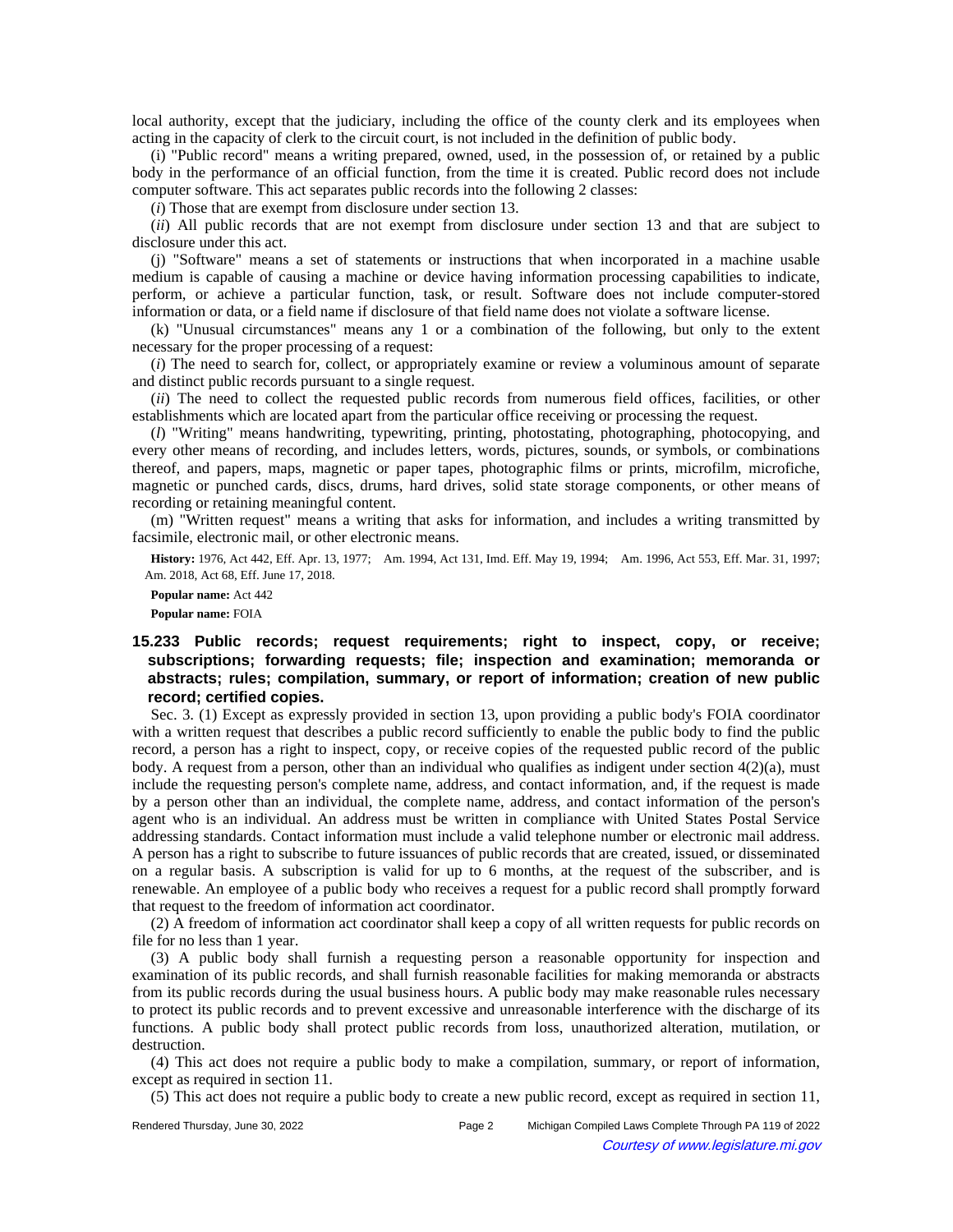local authority, except that the judiciary, including the office of the county clerk and its employees when acting in the capacity of clerk to the circuit court, is not included in the definition of public body.

(i) "Public record" means a writing prepared, owned, used, in the possession of, or retained by a public body in the performance of an official function, from the time it is created. Public record does not include computer software. This act separates public records into the following 2 classes:

(*i*) Those that are exempt from disclosure under section 13.

(*ii*) All public records that are not exempt from disclosure under section 13 and that are subject to disclosure under this act.

(j) "Software" means a set of statements or instructions that when incorporated in a machine usable medium is capable of causing a machine or device having information processing capabilities to indicate, perform, or achieve a particular function, task, or result. Software does not include computer-stored information or data, or a field name if disclosure of that field name does not violate a software license.

(k) "Unusual circumstances" means any 1 or a combination of the following, but only to the extent necessary for the proper processing of a request:

(*i*) The need to search for, collect, or appropriately examine or review a voluminous amount of separate and distinct public records pursuant to a single request.

(*ii*) The need to collect the requested public records from numerous field offices, facilities, or other establishments which are located apart from the particular office receiving or processing the request.

(*l*) "Writing" means handwriting, typewriting, printing, photostating, photographing, photocopying, and every other means of recording, and includes letters, words, pictures, sounds, or symbols, or combinations thereof, and papers, maps, magnetic or paper tapes, photographic films or prints, microfilm, microfiche, magnetic or punched cards, discs, drums, hard drives, solid state storage components, or other means of recording or retaining meaningful content.

(m) "Written request" means a writing that asks for information, and includes a writing transmitted by facsimile, electronic mail, or other electronic means.

**History:** 1976, Act 442, Eff. Apr. 13, 1977;—Am. 1994, Act 131, Imd. Eff. May 19, 1994;—Am. 1996, Act 553, Eff. Mar. 31, 1997;—Am. 2018, Act 68, Eff. June 17, 2018.

**Popular name:** Act 442

**Popular name:** FOIA

### 15.233 Public records; request requirements; right to inspect, copy, or receive; subscriptions; forwarding requests; file; inspection and examination; memoranda or abstracts; rules; compilation, summary, or report of information; creation of new public record; certified copies.

Sec. 3. (1) Except as expressly provided in section 13, upon providing a public body's FOIA coordinator with a written request that describes a public record sufficiently to enable the public body to find the public record, a person has a right to inspect, copy, or receive copies of the requested public record of the public body. A request from a person, other than an individual who qualifies as indigent under section 4(2)(a), must include the requesting person's complete name, address, and contact information, and, if the request is made by a person other than an individual, the complete name, address, and contact information of the person's agent who is an individual. An address must be written in compliance with United States Postal Service addressing standards. Contact information must include a valid telephone number or electronic mail address. A person has a right to subscribe to future issuances of public records that are created, issued, or disseminated on a regular basis. A subscription is valid for up to 6 months, at the request of the subscriber, and is renewable. An employee of a public body who receives a request for a public record shall promptly forward that request to the freedom of information act coordinator.

(2) A freedom of information act coordinator shall keep a copy of all written requests for public records on file for no less than 1 year.

(3) A public body shall furnish a requesting person a reasonable opportunity for inspection and examination of its public records, and shall furnish reasonable facilities for making memoranda or abstracts from its public records during the usual business hours. A public body may make reasonable rules necessary to protect its public records and to prevent excessive and unreasonable interference with the discharge of its functions. A public body shall protect public records from loss, unauthorized alteration, mutilation, or destruction.

(4) This act does not require a public body to make a compilation, summary, or report of information, except as required in section 11.

(5) This act does not require a public body to create a new public record, except as required in section 11,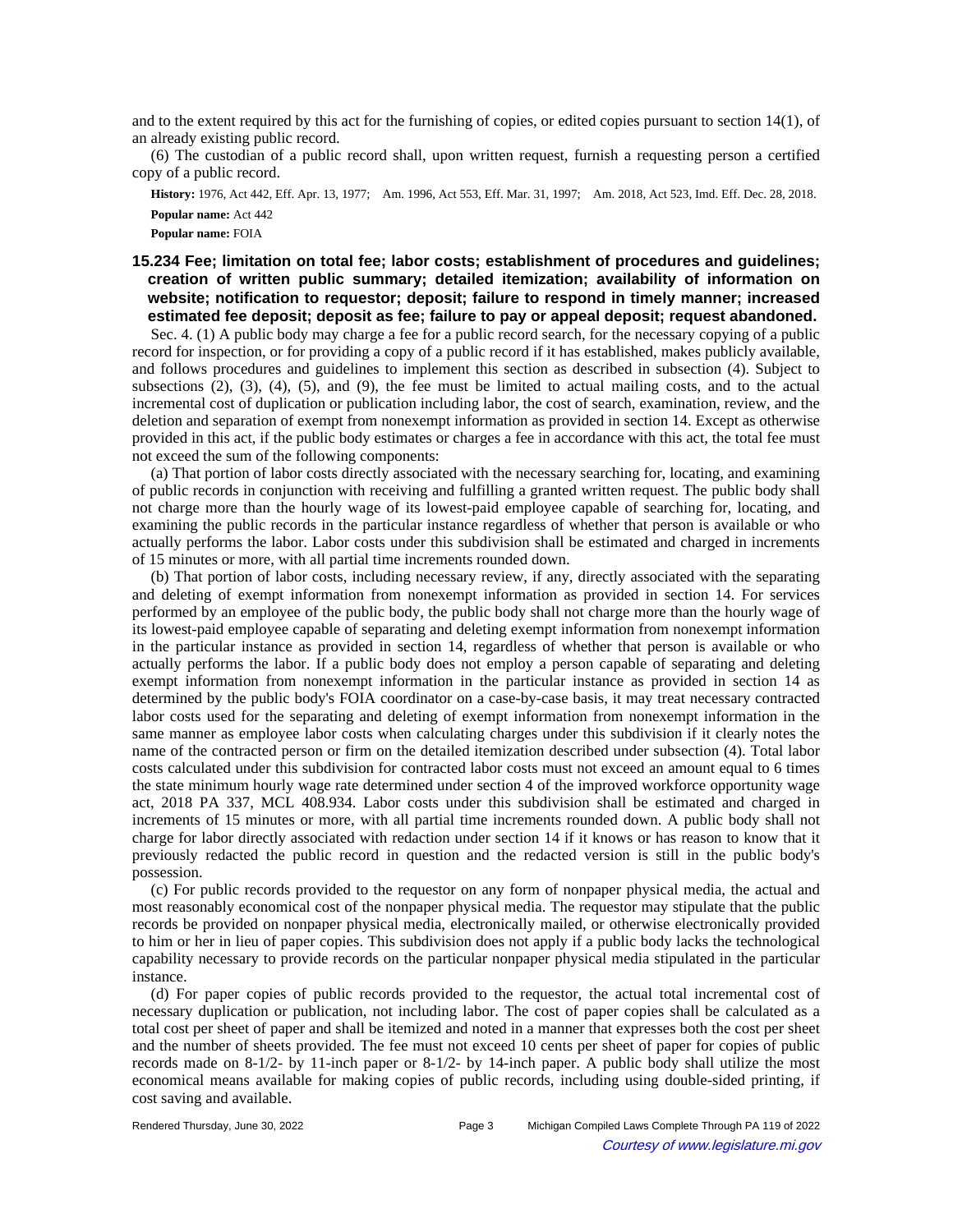and to the extent required by this act for the furnishing of copies, or edited copies pursuant to section 14(1), of an already existing public record.

(6) The custodian of a public record shall, upon written request, furnish a requesting person a certified copy of a public record.

**History:** 1976, Act 442, Eff. Apr. 13, 1977;—Am. 1996, Act 553, Eff. Mar. 31, 1997;—Am. 2018, Act 523, Imd. Eff. Dec. 28, 2018.

**Popular name:** Act 442

**Popular name:** FOIA

### 15.234 Fee; limitation on total fee; labor costs; establishment of procedures and guidelines; creation of written public summary; detailed itemization; availability of information on website; notification to requestor; deposit; failure to respond in timely manner; increased estimated fee deposit; deposit as fee; failure to pay or appeal deposit; request abandoned.

Sec. 4. (1) A public body may charge a fee for a public record search, for the necessary copying of a public record for inspection, or for providing a copy of a public record if it has established, makes publicly available, and follows procedures and guidelines to implement this section as described in subsection (4). Subject to subsections (2), (3), (4), (5), and (9), the fee must be limited to actual mailing costs, and to the actual incremental cost of duplication or publication including labor, the cost of search, examination, review, and the deletion and separation of exempt from nonexempt information as provided in section 14. Except as otherwise provided in this act, if the public body estimates or charges a fee in accordance with this act, the total fee must not exceed the sum of the following components:

(a) That portion of labor costs directly associated with the necessary searching for, locating, and examining of public records in conjunction with receiving and fulfilling a granted written request. The public body shall not charge more than the hourly wage of its lowest-paid employee capable of searching for, locating, and examining the public records in the particular instance regardless of whether that person is available or who actually performs the labor. Labor costs under this subdivision shall be estimated and charged in increments of 15 minutes or more, with all partial time increments rounded down.

(b) That portion of labor costs, including necessary review, if any, directly associated with the separating and deleting of exempt information from nonexempt information as provided in section 14. For services performed by an employee of the public body, the public body shall not charge more than the hourly wage of its lowest-paid employee capable of separating and deleting exempt information from nonexempt information in the particular instance as provided in section 14, regardless of whether that person is available or who actually performs the labor. If a public body does not employ a person capable of separating and deleting exempt information from nonexempt information in the particular instance as provided in section 14 as determined by the public body's FOIA coordinator on a case-by-case basis, it may treat necessary contracted labor costs used for the separating and deleting of exempt information from nonexempt information in the same manner as employee labor costs when calculating charges under this subdivision if it clearly notes the name of the contracted person or firm on the detailed itemization described under subsection (4). Total labor costs calculated under this subdivision for contracted labor costs must not exceed an amount equal to 6 times the state minimum hourly wage rate determined under section 4 of the improved workforce opportunity wage act, 2018 PA 337, MCL 408.934. Labor costs under this subdivision shall be estimated and charged in increments of 15 minutes or more, with all partial time increments rounded down. A public body shall not charge for labor directly associated with redaction under section 14 if it knows or has reason to know that it previously redacted the public record in question and the redacted version is still in the public body's possession.

(c) For public records provided to the requestor on any form of nonpaper physical media, the actual and most reasonably economical cost of the nonpaper physical media. The requestor may stipulate that the public records be provided on nonpaper physical media, electronically mailed, or otherwise electronically provided to him or her in lieu of paper copies. This subdivision does not apply if a public body lacks the technological capability necessary to provide records on the particular nonpaper physical media stipulated in the particular instance.

(d) For paper copies of public records provided to the requestor, the actual total incremental cost of necessary duplication or publication, not including labor. The cost of paper copies shall be calculated as a total cost per sheet of paper and shall be itemized and noted in a manner that expresses both the cost per sheet and the number of sheets provided. The fee must not exceed 10 cents per sheet of paper for copies of public records made on 8-1/2- by 11-inch paper or 8-1/2- by 14-inch paper. A public body shall utilize the most economical means available for making copies of public records, including using double-sided printing, if cost saving and available.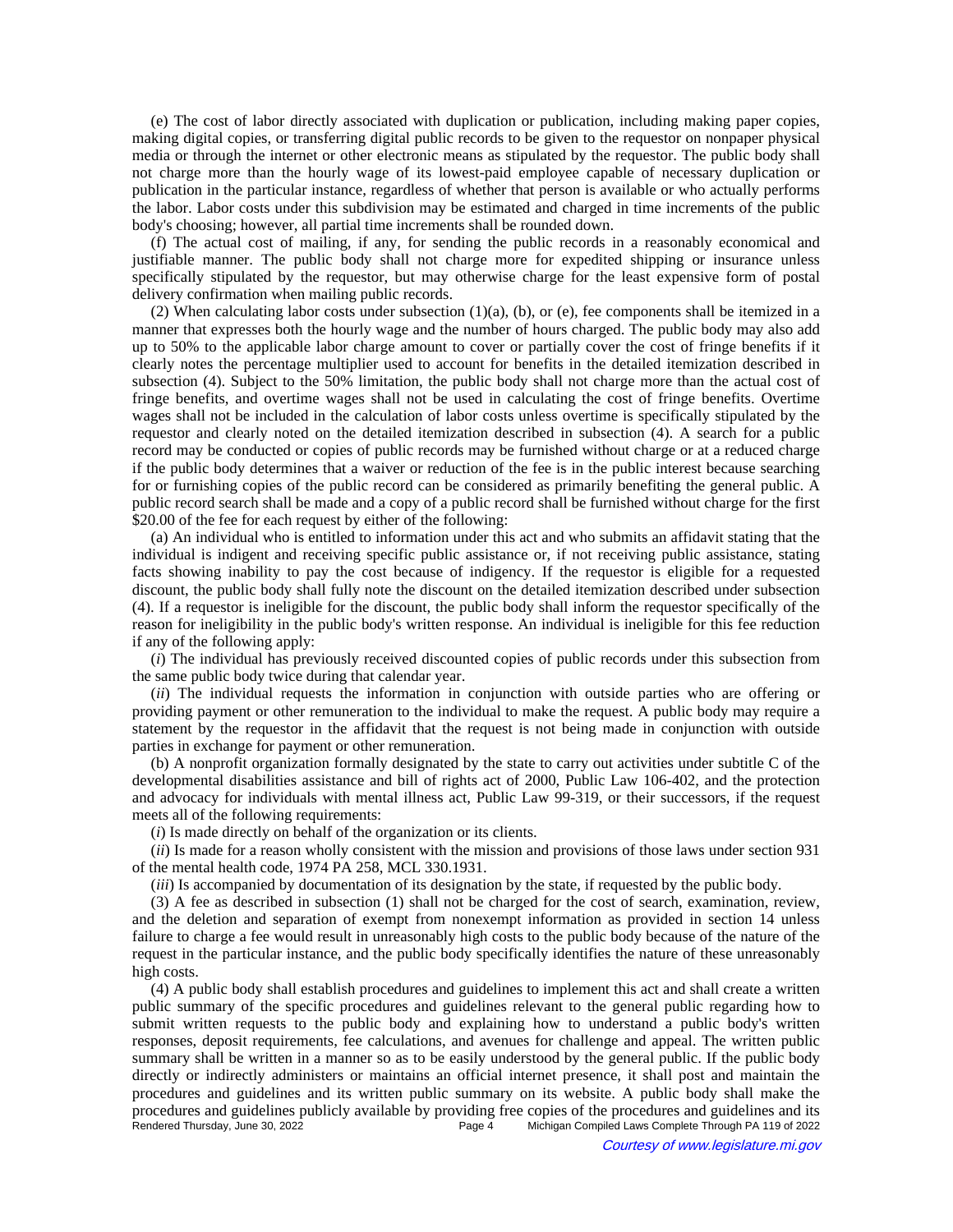(e) The cost of labor directly associated with duplication or publication, including making paper copies, making digital copies, or transferring digital public records to be given to the requestor on nonpaper physical media or through the internet or other electronic means as stipulated by the requestor. The public body shall not charge more than the hourly wage of its lowest-paid employee capable of necessary duplication or publication in the particular instance, regardless of whether that person is available or who actually performs the labor. Labor costs under this subdivision may be estimated and charged in time increments of the public body's choosing; however, all partial time increments shall be rounded down.

(f) The actual cost of mailing, if any, for sending the public records in a reasonably economical and justifiable manner. The public body shall not charge more for expedited shipping or insurance unless specifically stipulated by the requestor, but may otherwise charge for the least expensive form of postal delivery confirmation when mailing public records.

(2) When calculating labor costs under subsection (1)(a), (b), or (e), fee components shall be itemized in a manner that expresses both the hourly wage and the number of hours charged. The public body may also add up to 50% to the applicable labor charge amount to cover or partially cover the cost of fringe benefits if it clearly notes the percentage multiplier used to account for benefits in the detailed itemization described in subsection (4). Subject to the 50% limitation, the public body shall not charge more than the actual cost of fringe benefits, and overtime wages shall not be used in calculating the cost of fringe benefits. Overtime wages shall not be included in the calculation of labor costs unless overtime is specifically stipulated by the requestor and clearly noted on the detailed itemization described in subsection (4). A search for a public record may be conducted or copies of public records may be furnished without charge or at a reduced charge if the public body determines that a waiver or reduction of the fee is in the public interest because searching for or furnishing copies of the public record can be considered as primarily benefiting the general public. A public record search shall be made and a copy of a public record shall be furnished without charge for the first $20.00 of the fee for each request by either of the following:

(a) An individual who is entitled to information under this act and who submits an affidavit stating that the individual is indigent and receiving specific public assistance or, if not receiving public assistance, stating facts showing inability to pay the cost because of indigency. If the requestor is eligible for a requested discount, the public body shall fully note the discount on the detailed itemization described under subsection (4). If a requestor is ineligible for the discount, the public body shall inform the requestor specifically of the reason for ineligibility in the public body's written response. An individual is ineligible for this fee reduction if any of the following apply:

(*i*) The individual has previously received discounted copies of public records under this subsection from the same public body twice during that calendar year.

(*ii*) The individual requests the information in conjunction with outside parties who are offering or providing payment or other remuneration to the individual to make the request. A public body may require a statement by the requestor in the affidavit that the request is not being made in conjunction with outside parties in exchange for payment or other remuneration.

(b) A nonprofit organization formally designated by the state to carry out activities under subtitle C of the developmental disabilities assistance and bill of rights act of 2000, Public Law 106-402, and the protection and advocacy for individuals with mental illness act, Public Law 99-319, or their successors, if the request meets all of the following requirements:

(*i*) Is made directly on behalf of the organization or its clients.

(*ii*) Is made for a reason wholly consistent with the mission and provisions of those laws under section 931 of the mental health code, 1974 PA 258, MCL 330.1931.

(*iii*) Is accompanied by documentation of its designation by the state, if requested by the public body.

(3) A fee as described in subsection (1) shall not be charged for the cost of search, examination, review, and the deletion and separation of exempt from nonexempt information as provided in section 14 unless failure to charge a fee would result in unreasonably high costs to the public body because of the nature of the request in the particular instance, and the public body specifically identifies the nature of these unreasonably high costs.

(4) A public body shall establish procedures and guidelines to implement this act and shall create a written public summary of the specific procedures and guidelines relevant to the general public regarding how to submit written requests to the public body and explaining how to understand a public body's written responses, deposit requirements, fee calculations, and avenues for challenge and appeal. The written public summary shall be written in a manner so as to be easily understood by the general public. If the public body directly or indirectly administers or maintains an official internet presence, it shall post and maintain the procedures and guidelines and its written public summary on its website. A public body shall make the procedures and guidelines publicly available by providing free copies of the procedures and guidelines and its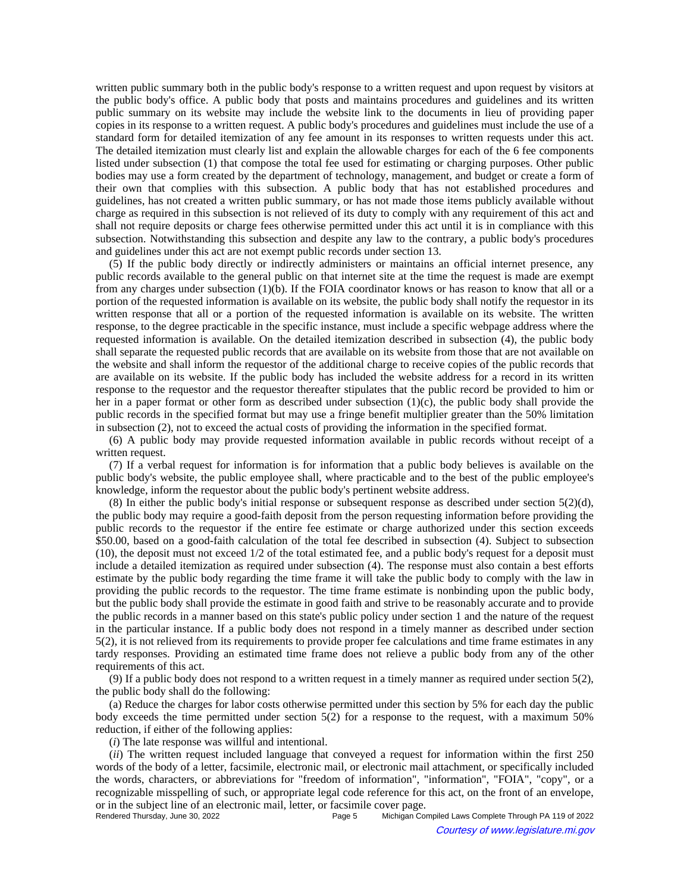written public summary both in the public body's response to a written request and upon request by visitors at the public body's office. A public body that posts and maintains procedures and guidelines and its written public summary on its website may include the website link to the documents in lieu of providing paper copies in its response to a written request. A public body's procedures and guidelines must include the use of a standard form for detailed itemization of any fee amount in its responses to written requests under this act. The detailed itemization must clearly list and explain the allowable charges for each of the 6 fee components listed under subsection (1) that compose the total fee used for estimating or charging purposes. Other public bodies may use a form created by the department of technology, management, and budget or create a form of their own that complies with this subsection. A public body that has not established procedures and guidelines, has not created a written public summary, or has not made those items publicly available without charge as required in this subsection is not relieved of its duty to comply with any requirement of this act and shall not require deposits or charge fees otherwise permitted under this act until it is in compliance with this subsection. Notwithstanding this subsection and despite any law to the contrary, a public body's procedures and guidelines under this act are not exempt public records under section 13.

(5) If the public body directly or indirectly administers or maintains an official internet presence, any public records available to the general public on that internet site at the time the request is made are exempt from any charges under subsection (1)(b). If the FOIA coordinator knows or has reason to know that all or a portion of the requested information is available on its website, the public body shall notify the requestor in its written response that all or a portion of the requested information is available on its website. The written response, to the degree practicable in the specific instance, must include a specific webpage address where the requested information is available. On the detailed itemization described in subsection (4), the public body shall separate the requested public records that are available on its website from those that are not available on the website and shall inform the requestor of the additional charge to receive copies of the public records that are available on its website. If the public body has included the website address for a record in its written response to the requestor and the requestor thereafter stipulates that the public record be provided to him or her in a paper format or other form as described under subsection (1)(c), the public body shall provide the public records in the specified format but may use a fringe benefit multiplier greater than the 50% limitation in subsection (2), not to exceed the actual costs of providing the information in the specified format.

(6) A public body may provide requested information available in public records without receipt of a written request.

(7) If a verbal request for information is for information that a public body believes is available on the public body's website, the public employee shall, where practicable and to the best of the public employee's knowledge, inform the requestor about the public body's pertinent website address.

(8) In either the public body's initial response or subsequent response as described under section 5(2)(d), the public body may require a good-faith deposit from the person requesting information before providing the public records to the requestor if the entire fee estimate or charge authorized under this section exceeds $50.00, based on a good-faith calculation of the total fee described in subsection (4). Subject to subsection (10), the deposit must not exceed 1/2 of the total estimated fee, and a public body's request for a deposit must include a detailed itemization as required under subsection (4). The response must also contain a best efforts estimate by the public body regarding the time frame it will take the public body to comply with the law in providing the public records to the requestor. The time frame estimate is nonbinding upon the public body, but the public body shall provide the estimate in good faith and strive to be reasonably accurate and to provide the public records in a manner based on this state's public policy under section 1 and the nature of the request in the particular instance. If a public body does not respond in a timely manner as described under section 5(2), it is not relieved from its requirements to provide proper fee calculations and time frame estimates in any tardy responses. Providing an estimated time frame does not relieve a public body from any of the other requirements of this act.

(9) If a public body does not respond to a written request in a timely manner as required under section 5(2), the public body shall do the following:

(a) Reduce the charges for labor costs otherwise permitted under this section by 5% for each day the public body exceeds the time permitted under section 5(2) for a response to the request, with a maximum 50% reduction, if either of the following applies:

(*i*) The late response was willful and intentional.

(*ii*) The written request included language that conveyed a request for information within the first 250 words of the body of a letter, facsimile, electronic mail, or electronic mail attachment, or specifically included the words, characters, or abbreviations for "freedom of information", "information", "FOIA", "copy", or a recognizable misspelling of such, or appropriate legal code reference for this act, on the front of an envelope, or in the subject line of an electronic mail, letter, or facsimile cover page.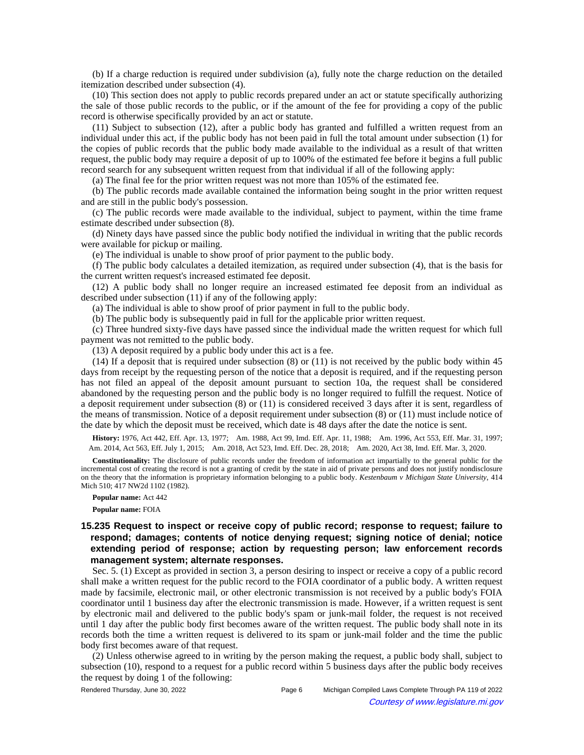(b) If a charge reduction is required under subdivision (a), fully note the charge reduction on the detailed itemization described under subsection (4).

(10) This section does not apply to public records prepared under an act or statute specifically authorizing the sale of those public records to the public, or if the amount of the fee for providing a copy of the public record is otherwise specifically provided by an act or statute.

(11) Subject to subsection (12), after a public body has granted and fulfilled a written request from an individual under this act, if the public body has not been paid in full the total amount under subsection (1) for the copies of public records that the public body made available to the individual as a result of that written request, the public body may require a deposit of up to 100% of the estimated fee before it begins a full public record search for any subsequent written request from that individual if all of the following apply:

(a) The final fee for the prior written request was not more than 105% of the estimated fee.

(b) The public records made available contained the information being sought in the prior written request and are still in the public body's possession.

(c) The public records were made available to the individual, subject to payment, within the time frame estimate described under subsection (8).

(d) Ninety days have passed since the public body notified the individual in writing that the public records were available for pickup or mailing.

(e) The individual is unable to show proof of prior payment to the public body.

(f) The public body calculates a detailed itemization, as required under subsection (4), that is the basis for the current written request's increased estimated fee deposit.

(12) A public body shall no longer require an increased estimated fee deposit from an individual as described under subsection (11) if any of the following apply:

(a) The individual is able to show proof of prior payment in full to the public body.

(b) The public body is subsequently paid in full for the applicable prior written request.

(c) Three hundred sixty-five days have passed since the individual made the written request for which full payment was not remitted to the public body.

(13) A deposit required by a public body under this act is a fee.

(14) If a deposit that is required under subsection (8) or (11) is not received by the public body within 45 days from receipt by the requesting person of the notice that a deposit is required, and if the requesting person has not filed an appeal of the deposit amount pursuant to section 10a, the request shall be considered abandoned by the requesting person and the public body is no longer required to fulfill the request. Notice of a deposit requirement under subsection (8) or (11) is considered received 3 days after it is sent, regardless of the means of transmission. Notice of a deposit requirement under subsection (8) or (11) must include notice of the date by which the deposit must be received, which date is 48 days after the date the notice is sent.

**History:** 1976, Act 442, Eff. Apr. 13, 1977; Am. 1988, Act 99, Imd. Eff. Apr. 11, 1988; Am. 1996, Act 553, Eff. Mar. 31, 1997; Am. 2014, Act 563, Eff. July 1, 2015; Am. 2018, Act 523, Imd. Eff. Dec. 28, 2018; Am. 2020, Act 38, Imd. Eff. Mar. 3, 2020.

**Constitutionality:** The disclosure of public records under the freedom of information act impartially to the general public for the incremental cost of creating the record is not a granting of credit by the state in aid of private persons and does not justify nondisclosure on the theory that the information is proprietary information belonging to a public body. *Kestenbaum v Michigan State University*, 414 Mich 510; 417 NW2d 1102 (1982).

**Popular name:** Act 442

**Popular name:** FOIA

### 15.235 Request to inspect or receive copy of public record; response to request; failure to respond; damages; contents of notice denying request; signing notice of denial; notice extending period of response; action by requesting person; law enforcement records management system; alternate responses.

Sec. 5. (1) Except as provided in section 3, a person desiring to inspect or receive a copy of a public record shall make a written request for the public record to the FOIA coordinator of a public body. A written request made by facsimile, electronic mail, or other electronic transmission is not received by a public body's FOIA coordinator until 1 business day after the electronic transmission is made. However, if a written request is sent by electronic mail and delivered to the public body's spam or junk-mail folder, the request is not received until 1 day after the public body first becomes aware of the written request. The public body shall note in its records both the time a written request is delivered to its spam or junk-mail folder and the time the public body first becomes aware of that request.

(2) Unless otherwise agreed to in writing by the person making the request, a public body shall, subject to subsection (10), respond to a request for a public record within 5 business days after the public body receives the request by doing 1 of the following: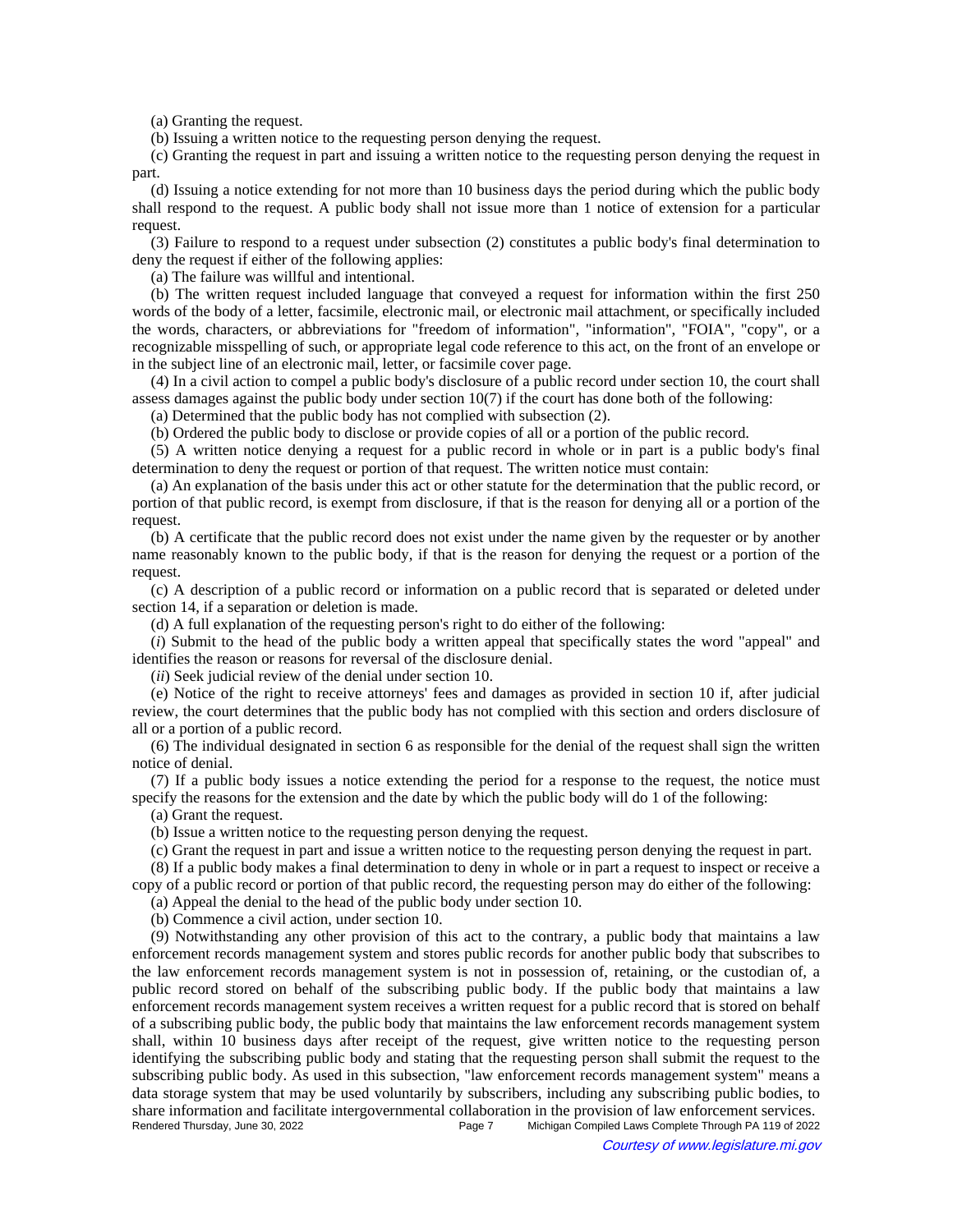(a) Granting the request.

(b) Issuing a written notice to the requesting person denying the request.

(c) Granting the request in part and issuing a written notice to the requesting person denying the request in part.

(d) Issuing a notice extending for not more than 10 business days the period during which the public body shall respond to the request. A public body shall not issue more than 1 notice of extension for a particular request.

(3) Failure to respond to a request under subsection (2) constitutes a public body's final determination to deny the request if either of the following applies:

(a) The failure was willful and intentional.

(b) The written request included language that conveyed a request for information within the first 250 words of the body of a letter, facsimile, electronic mail, or electronic mail attachment, or specifically included the words, characters, or abbreviations for "freedom of information", "information", "FOIA", "copy", or a recognizable misspelling of such, or appropriate legal code reference to this act, on the front of an envelope or in the subject line of an electronic mail, letter, or facsimile cover page.

(4) In a civil action to compel a public body's disclosure of a public record under section 10, the court shall assess damages against the public body under section 10(7) if the court has done both of the following:

(a) Determined that the public body has not complied with subsection (2).

(b) Ordered the public body to disclose or provide copies of all or a portion of the public record.

(5) A written notice denying a request for a public record in whole or in part is a public body's final determination to deny the request or portion of that request. The written notice must contain:

(a) An explanation of the basis under this act or other statute for the determination that the public record, or portion of that public record, is exempt from disclosure, if that is the reason for denying all or a portion of the request.

(b) A certificate that the public record does not exist under the name given by the requester or by another name reasonably known to the public body, if that is the reason for denying the request or a portion of the request.

(c) A description of a public record or information on a public record that is separated or deleted under section 14, if a separation or deletion is made.

(d) A full explanation of the requesting person's right to do either of the following:

(*i*) Submit to the head of the public body a written appeal that specifically states the word "appeal" and identifies the reason or reasons for reversal of the disclosure denial.

(*ii*) Seek judicial review of the denial under section 10.

(e) Notice of the right to receive attorneys' fees and damages as provided in section 10 if, after judicial review, the court determines that the public body has not complied with this section and orders disclosure of all or a portion of a public record.

(6) The individual designated in section 6 as responsible for the denial of the request shall sign the written notice of denial.

(7) If a public body issues a notice extending the period for a response to the request, the notice must specify the reasons for the extension and the date by which the public body will do 1 of the following:

(a) Grant the request.

(b) Issue a written notice to the requesting person denying the request.

(c) Grant the request in part and issue a written notice to the requesting person denying the request in part.

(8) If a public body makes a final determination to deny in whole or in part a request to inspect or receive a copy of a public record or portion of that public record, the requesting person may do either of the following:

(a) Appeal the denial to the head of the public body under section 10.

(b) Commence a civil action, under section 10.

(9) Notwithstanding any other provision of this act to the contrary, a public body that maintains a law enforcement records management system and stores public records for another public body that subscribes to the law enforcement records management system is not in possession of, retaining, or the custodian of, a public record stored on behalf of the subscribing public body. If the public body that maintains a law enforcement records management system receives a written request for a public record that is stored on behalf of a subscribing public body, the public body that maintains the law enforcement records management system shall, within 10 business days after receipt of the request, give written notice to the requesting person identifying the subscribing public body and stating that the requesting person shall submit the request to the subscribing public body. As used in this subsection, "law enforcement records management system" means a data storage system that may be used voluntarily by subscribers, including any subscribing public bodies, to share information and facilitate intergovernmental collaboration in the provision of law enforcement services.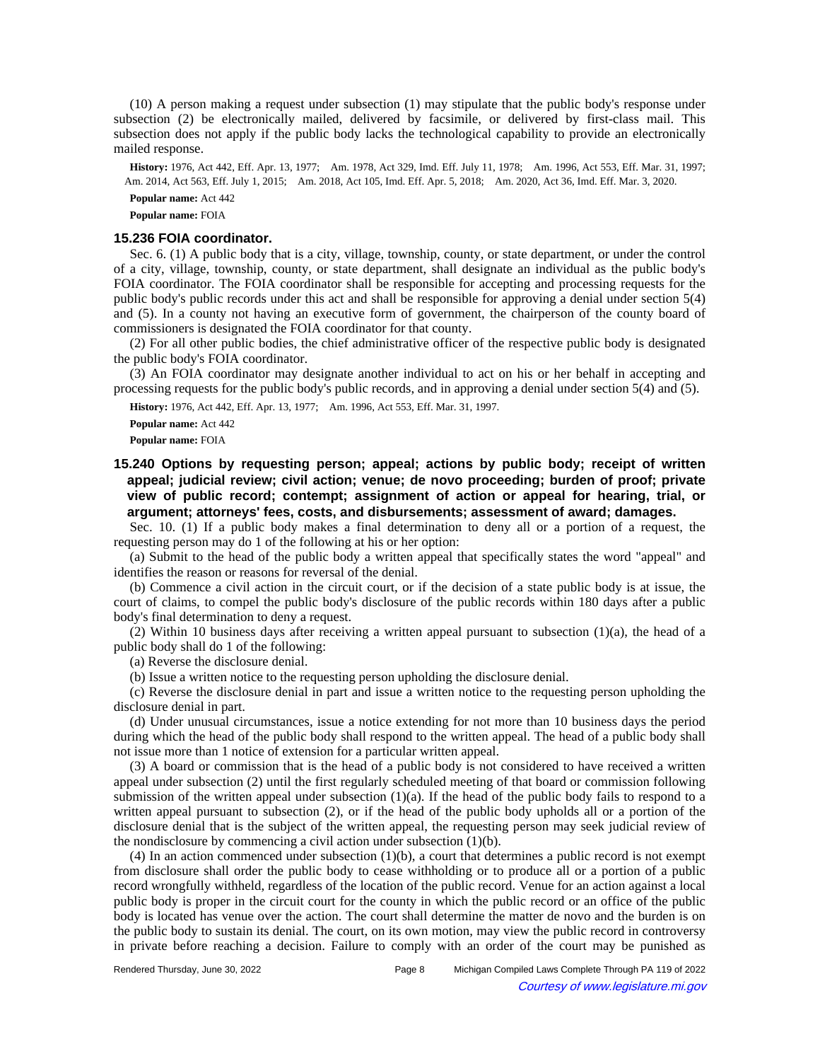(10) A person making a request under subsection (1) may stipulate that the public body's response under subsection (2) be electronically mailed, delivered by facsimile, or delivered by first-class mail. This subsection does not apply if the public body lacks the technological capability to provide an electronically mailed response.

**History:** 1976, Act 442, Eff. Apr. 13, 1977; Am. 1978, Act 329, Imd. Eff. July 11, 1978; Am. 1996, Act 553, Eff. Mar. 31, 1997; Am. 2014, Act 563, Eff. July 1, 2015; Am. 2018, Act 105, Imd. Eff. Apr. 5, 2018; Am. 2020, Act 36, Imd. Eff. Mar. 3, 2020.

**Popular name:** Act 442

**Popular name:** FOIA

### 15.236 FOIA coordinator.

Sec. 6. (1) A public body that is a city, village, township, county, or state department, or under the control of a city, village, township, county, or state department, shall designate an individual as the public body's FOIA coordinator. The FOIA coordinator shall be responsible for accepting and processing requests for the public body's public records under this act and shall be responsible for approving a denial under section 5(4) and (5). In a county not having an executive form of government, the chairperson of the county board of commissioners is designated the FOIA coordinator for that county.

(2) For all other public bodies, the chief administrative officer of the respective public body is designated the public body's FOIA coordinator.

(3) An FOIA coordinator may designate another individual to act on his or her behalf in accepting and processing requests for the public body's public records, and in approving a denial under section 5(4) and (5).

**History:** 1976, Act 442, Eff. Apr. 13, 1977; Am. 1996, Act 553, Eff. Mar. 31, 1997.

**Popular name:** Act 442

**Popular name:** FOIA

### 15.240 Options by requesting person; appeal; actions by public body; receipt of written appeal; judicial review; civil action; venue; de novo proceeding; burden of proof; private view of public record; contempt; assignment of action or appeal for hearing, trial, or argument; attorneys' fees, costs, and disbursements; assessment of award; damages.

Sec. 10. (1) If a public body makes a final determination to deny all or a portion of a request, the requesting person may do 1 of the following at his or her option:

(a) Submit to the head of the public body a written appeal that specifically states the word "appeal" and identifies the reason or reasons for reversal of the denial.

(b) Commence a civil action in the circuit court, or if the decision of a state public body is at issue, the court of claims, to compel the public body's disclosure of the public records within 180 days after a public body's final determination to deny a request.

(2) Within 10 business days after receiving a written appeal pursuant to subsection (1)(a), the head of a public body shall do 1 of the following:

(a) Reverse the disclosure denial.

(b) Issue a written notice to the requesting person upholding the disclosure denial.

(c) Reverse the disclosure denial in part and issue a written notice to the requesting person upholding the disclosure denial in part.

(d) Under unusual circumstances, issue a notice extending for not more than 10 business days the period during which the head of the public body shall respond to the written appeal. The head of a public body shall not issue more than 1 notice of extension for a particular written appeal.

(3) A board or commission that is the head of a public body is not considered to have received a written appeal under subsection (2) until the first regularly scheduled meeting of that board or commission following submission of the written appeal under subsection (1)(a). If the head of the public body fails to respond to a written appeal pursuant to subsection (2), or if the head of the public body upholds all or a portion of the disclosure denial that is the subject of the written appeal, the requesting person may seek judicial review of the nondisclosure by commencing a civil action under subsection (1)(b).

(4) In an action commenced under subsection (1)(b), a court that determines a public record is not exempt from disclosure shall order the public body to cease withholding or to produce all or a portion of a public record wrongfully withheld, regardless of the location of the public record. Venue for an action against a local public body is proper in the circuit court for the county in which the public record or an office of the public body is located has venue over the action. The court shall determine the matter de novo and the burden is on the public body to sustain its denial. The court, on its own motion, may view the public record in controversy in private before reaching a decision. Failure to comply with an order of the court may be punished as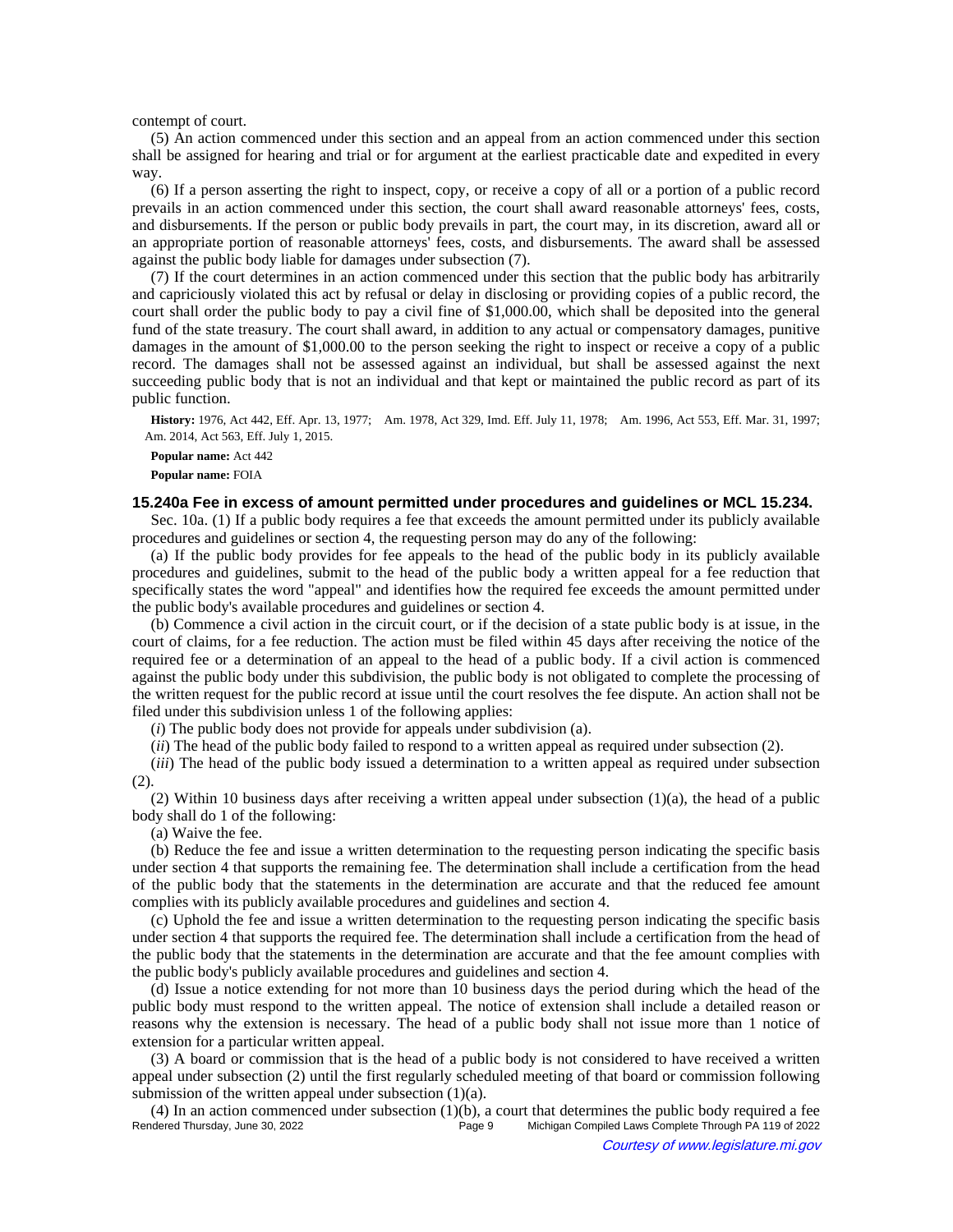contempt of court.

(5) An action commenced under this section and an appeal from an action commenced under this section shall be assigned for hearing and trial or for argument at the earliest practicable date and expedited in every way.

(6) If a person asserting the right to inspect, copy, or receive a copy of all or a portion of a public record prevails in an action commenced under this section, the court shall award reasonable attorneys' fees, costs, and disbursements. If the person or public body prevails in part, the court may, in its discretion, award all or an appropriate portion of reasonable attorneys' fees, costs, and disbursements. The award shall be assessed against the public body liable for damages under subsection (7).

(7) If the court determines in an action commenced under this section that the public body has arbitrarily and capriciously violated this act by refusal or delay in disclosing or providing copies of a public record, the court shall order the public body to pay a civil fine of $1,000.00, which shall be deposited into the general fund of the state treasury. The court shall award, in addition to any actual or compensatory damages, punitive damages in the amount of $1,000.00 to the person seeking the right to inspect or receive a copy of a public record. The damages shall not be assessed against an individual, but shall be assessed against the next succeeding public body that is not an individual and that kept or maintained the public record as part of its public function.

**History:** 1976, Act 442, Eff. Apr. 13, 1977; Am. 1978, Act 329, Imd. Eff. July 11, 1978; Am. 1996, Act 553, Eff. Mar. 31, 1997; Am. 2014, Act 563, Eff. July 1, 2015.

**Popular name:** Act 442

**Popular name:** FOIA

### 15.240a Fee in excess of amount permitted under procedures and guidelines or MCL 15.234.

Sec. 10a. (1) If a public body requires a fee that exceeds the amount permitted under its publicly available procedures and guidelines or section 4, the requesting person may do any of the following:

(a) If the public body provides for fee appeals to the head of the public body in its publicly available procedures and guidelines, submit to the head of the public body a written appeal for a fee reduction that specifically states the word "appeal" and identifies how the required fee exceeds the amount permitted under the public body's available procedures and guidelines or section 4.

(b) Commence a civil action in the circuit court, or if the decision of a state public body is at issue, in the court of claims, for a fee reduction. The action must be filed within 45 days after receiving the notice of the required fee or a determination of an appeal to the head of a public body. If a civil action is commenced against the public body under this subdivision, the public body is not obligated to complete the processing of the written request for the public record at issue until the court resolves the fee dispute. An action shall not be filed under this subdivision unless 1 of the following applies:

(*i*) The public body does not provide for appeals under subdivision (a).

(*ii*) The head of the public body failed to respond to a written appeal as required under subsection (2).

(*iii*) The head of the public body issued a determination to a written appeal as required under subsection (2).

(2) Within 10 business days after receiving a written appeal under subsection (1)(a), the head of a public body shall do 1 of the following:

(a) Waive the fee.

(b) Reduce the fee and issue a written determination to the requesting person indicating the specific basis under section 4 that supports the remaining fee. The determination shall include a certification from the head of the public body that the statements in the determination are accurate and that the reduced fee amount complies with its publicly available procedures and guidelines and section 4.

(c) Uphold the fee and issue a written determination to the requesting person indicating the specific basis under section 4 that supports the required fee. The determination shall include a certification from the head of the public body that the statements in the determination are accurate and that the fee amount complies with the public body's publicly available procedures and guidelines and section 4.

(d) Issue a notice extending for not more than 10 business days the period during which the head of the public body must respond to the written appeal. The notice of extension shall include a detailed reason or reasons why the extension is necessary. The head of a public body shall not issue more than 1 notice of extension for a particular written appeal.

(3) A board or commission that is the head of a public body is not considered to have received a written appeal under subsection (2) until the first regularly scheduled meeting of that board or commission following submission of the written appeal under subsection (1)(a).

(4) In an action commenced under subsection (1)(b), a court that determines the public body required a fee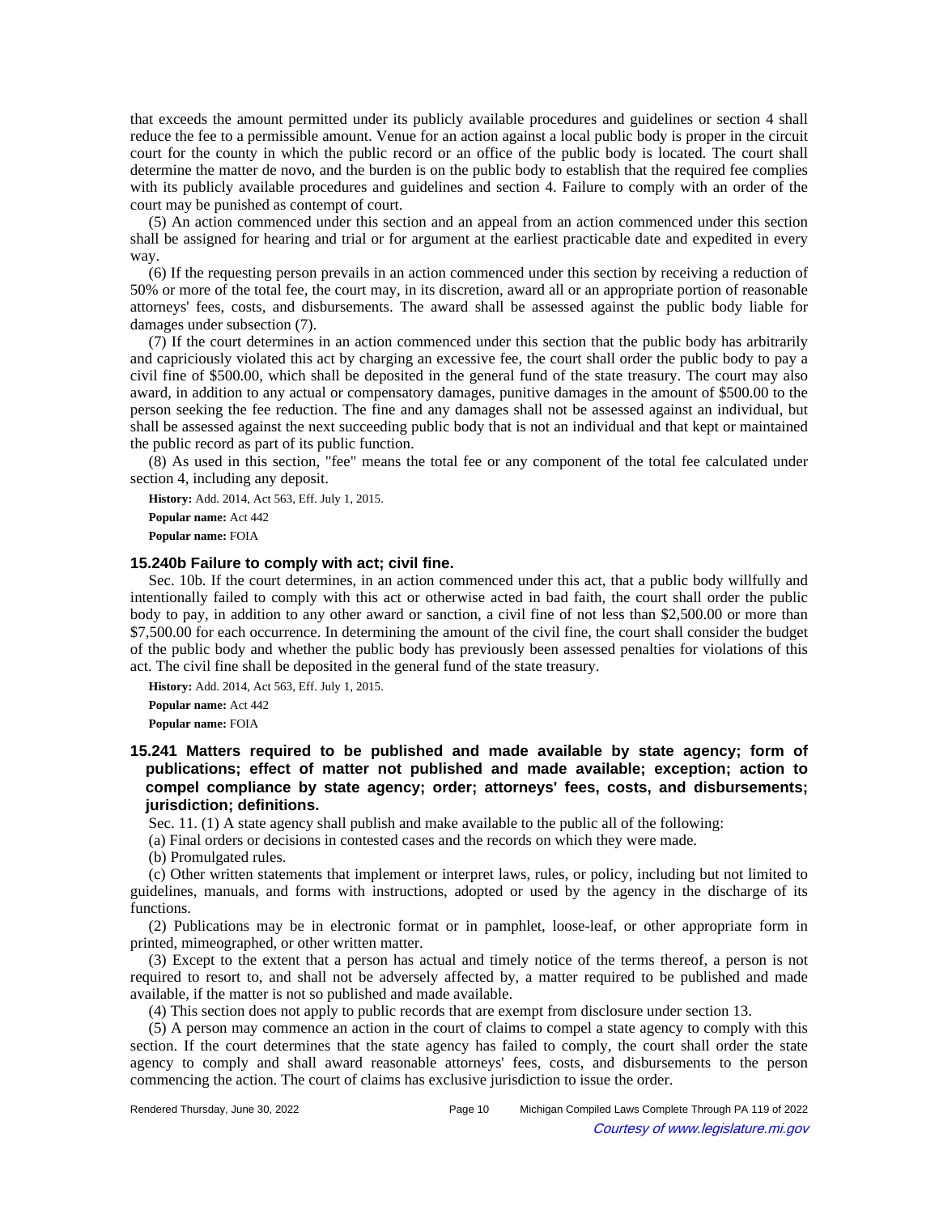that exceeds the amount permitted under its publicly available procedures and guidelines or section 4 shall reduce the fee to a permissible amount. Venue for an action against a local public body is proper in the circuit court for the county in which the public record or an office of the public body is located. The court shall determine the matter de novo, and the burden is on the public body to establish that the required fee complies with its publicly available procedures and guidelines and section 4. Failure to comply with an order of the court may be punished as contempt of court.

(5) An action commenced under this section and an appeal from an action commenced under this section shall be assigned for hearing and trial or for argument at the earliest practicable date and expedited in every way.

(6) If the requesting person prevails in an action commenced under this section by receiving a reduction of 50% or more of the total fee, the court may, in its discretion, award all or an appropriate portion of reasonable attorneys' fees, costs, and disbursements. The award shall be assessed against the public body liable for damages under subsection (7).

(7) If the court determines in an action commenced under this section that the public body has arbitrarily and capriciously violated this act by charging an excessive fee, the court shall order the public body to pay a civil fine of $500.00, which shall be deposited in the general fund of the state treasury. The court may also award, in addition to any actual or compensatory damages, punitive damages in the amount of $500.00 to the person seeking the fee reduction. The fine and any damages shall not be assessed against an individual, but shall be assessed against the next succeeding public body that is not an individual and that kept or maintained the public record as part of its public function.

(8) As used in this section, "fee" means the total fee or any component of the total fee calculated under section 4, including any deposit.

**History:** Add. 2014, Act 563, Eff. July 1, 2015.

**Popular name:** Act 442

**Popular name:** FOIA

### 15.240b Failure to comply with act; civil fine.

Sec. 10b. If the court determines, in an action commenced under this act, that a public body willfully and intentionally failed to comply with this act or otherwise acted in bad faith, the court shall order the public body to pay, in addition to any other award or sanction, a civil fine of not less than $2,500.00 or more than $7,500.00 for each occurrence. In determining the amount of the civil fine, the court shall consider the budget of the public body and whether the public body has previously been assessed penalties for violations of this act. The civil fine shall be deposited in the general fund of the state treasury.

**History:** Add. 2014, Act 563, Eff. July 1, 2015.

**Popular name:** Act 442

**Popular name:** FOIA

### 15.241 Matters required to be published and made available by state agency; form of publications; effect of matter not published and made available; exception; action to compel compliance by state agency; order; attorneys' fees, costs, and disbursements; jurisdiction; definitions.

Sec. 11. (1) A state agency shall publish and make available to the public all of the following:

(a) Final orders or decisions in contested cases and the records on which they were made.

(b) Promulgated rules.

(c) Other written statements that implement or interpret laws, rules, or policy, including but not limited to guidelines, manuals, and forms with instructions, adopted or used by the agency in the discharge of its functions.

(2) Publications may be in electronic format or in pamphlet, loose-leaf, or other appropriate form in printed, mimeographed, or other written matter.

(3) Except to the extent that a person has actual and timely notice of the terms thereof, a person is not required to resort to, and shall not be adversely affected by, a matter required to be published and made available, if the matter is not so published and made available.

(4) This section does not apply to public records that are exempt from disclosure under section 13.

(5) A person may commence an action in the court of claims to compel a state agency to comply with this section. If the court determines that the state agency has failed to comply, the court shall order the state agency to comply and shall award reasonable attorneys' fees, costs, and disbursements to the person commencing the action. The court of claims has exclusive jurisdiction to issue the order.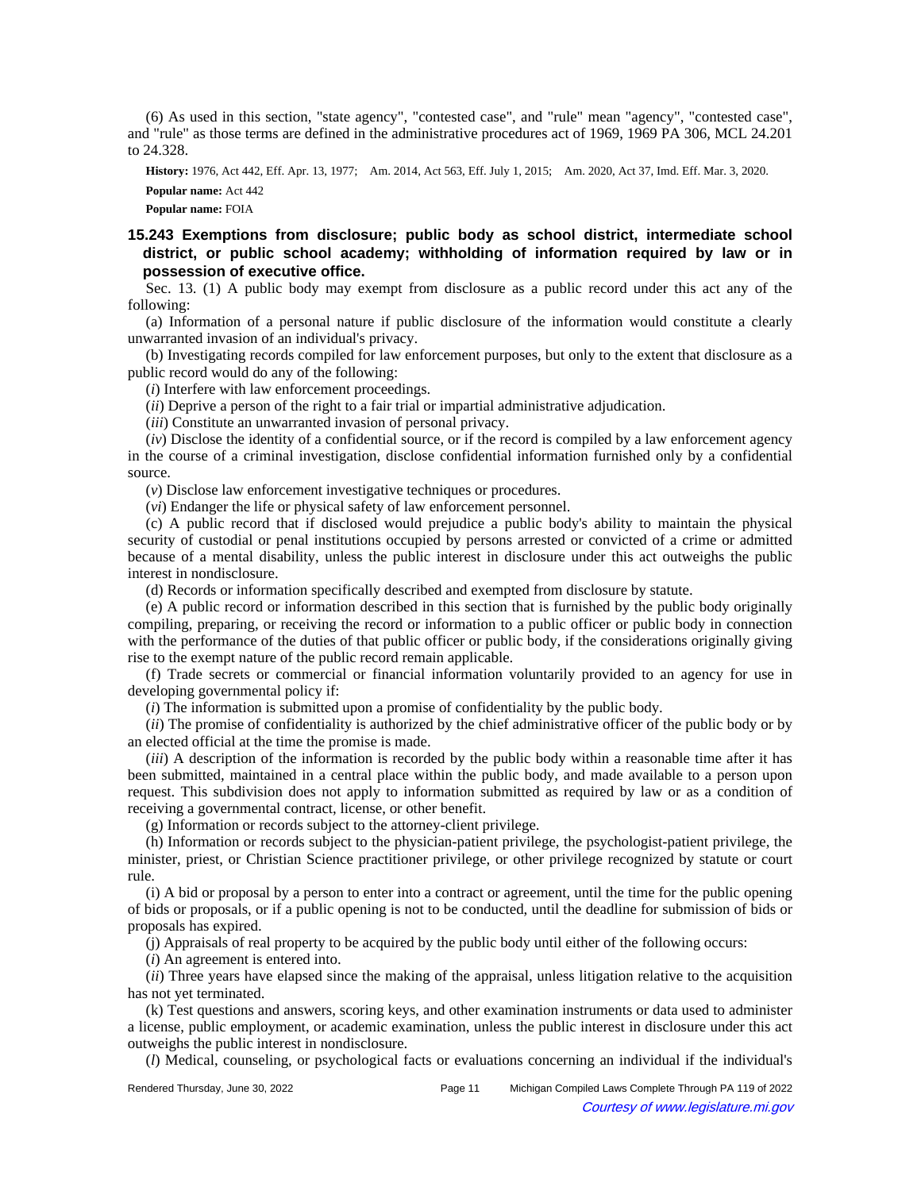(6) As used in this section, "state agency", "contested case", and "rule" mean "agency", "contested case", and "rule" as those terms are defined in the administrative procedures act of 1969, 1969 PA 306, MCL 24.201 to 24.328.

**History:** 1976, Act 442, Eff. Apr. 13, 1977; Am. 2014, Act 563, Eff. July 1, 2015; Am. 2020, Act 37, Imd. Eff. Mar. 3, 2020.

**Popular name:** Act 442

**Popular name:** FOIA

### 15.243 Exemptions from disclosure; public body as school district, intermediate school district, or public school academy; withholding of information required by law or in possession of executive office.

Sec. 13. (1) A public body may exempt from disclosure as a public record under this act any of the following:

(a) Information of a personal nature if public disclosure of the information would constitute a clearly unwarranted invasion of an individual's privacy.

(b) Investigating records compiled for law enforcement purposes, but only to the extent that disclosure as a public record would do any of the following:

(*i*) Interfere with law enforcement proceedings.

(*ii*) Deprive a person of the right to a fair trial or impartial administrative adjudication.

(*iii*) Constitute an unwarranted invasion of personal privacy.

(*iv*) Disclose the identity of a confidential source, or if the record is compiled by a law enforcement agency in the course of a criminal investigation, disclose confidential information furnished only by a confidential source.

(*v*) Disclose law enforcement investigative techniques or procedures.

(*vi*) Endanger the life or physical safety of law enforcement personnel.

(c) A public record that if disclosed would prejudice a public body's ability to maintain the physical security of custodial or penal institutions occupied by persons arrested or convicted of a crime or admitted because of a mental disability, unless the public interest in disclosure under this act outweighs the public interest in nondisclosure.

(d) Records or information specifically described and exempted from disclosure by statute.

(e) A public record or information described in this section that is furnished by the public body originally compiling, preparing, or receiving the record or information to a public officer or public body in connection with the performance of the duties of that public officer or public body, if the considerations originally giving rise to the exempt nature of the public record remain applicable.

(f) Trade secrets or commercial or financial information voluntarily provided to an agency for use in developing governmental policy if:

(*i*) The information is submitted upon a promise of confidentiality by the public body.

(*ii*) The promise of confidentiality is authorized by the chief administrative officer of the public body or by an elected official at the time the promise is made.

(*iii*) A description of the information is recorded by the public body within a reasonable time after it has been submitted, maintained in a central place within the public body, and made available to a person upon request. This subdivision does not apply to information submitted as required by law or as a condition of receiving a governmental contract, license, or other benefit.

(g) Information or records subject to the attorney-client privilege.

(h) Information or records subject to the physician-patient privilege, the psychologist-patient privilege, the minister, priest, or Christian Science practitioner privilege, or other privilege recognized by statute or court rule.

(i) A bid or proposal by a person to enter into a contract or agreement, until the time for the public opening of bids or proposals, or if a public opening is not to be conducted, until the deadline for submission of bids or proposals has expired.

(j) Appraisals of real property to be acquired by the public body until either of the following occurs:

(*i*) An agreement is entered into.

(*ii*) Three years have elapsed since the making of the appraisal, unless litigation relative to the acquisition has not yet terminated.

(k) Test questions and answers, scoring keys, and other examination instruments or data used to administer a license, public employment, or academic examination, unless the public interest in disclosure under this act outweighs the public interest in nondisclosure.

(*l*) Medical, counseling, or psychological facts or evaluations concerning an individual if the individual's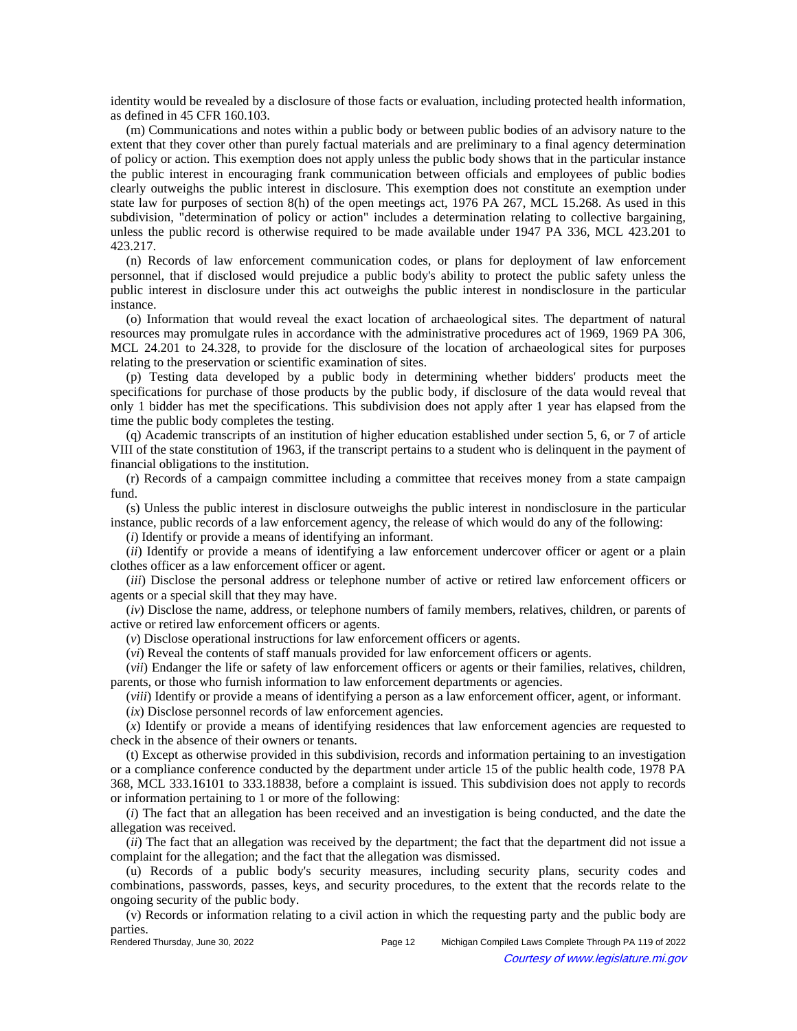identity would be revealed by a disclosure of those facts or evaluation, including protected health information, as defined in 45 CFR 160.103.

(m) Communications and notes within a public body or between public bodies of an advisory nature to the extent that they cover other than purely factual materials and are preliminary to a final agency determination of policy or action. This exemption does not apply unless the public body shows that in the particular instance the public interest in encouraging frank communication between officials and employees of public bodies clearly outweighs the public interest in disclosure. This exemption does not constitute an exemption under state law for purposes of section 8(h) of the open meetings act, 1976 PA 267, MCL 15.268. As used in this subdivision, "determination of policy or action" includes a determination relating to collective bargaining, unless the public record is otherwise required to be made available under 1947 PA 336, MCL 423.201 to 423.217.

(n) Records of law enforcement communication codes, or plans for deployment of law enforcement personnel, that if disclosed would prejudice a public body's ability to protect the public safety unless the public interest in disclosure under this act outweighs the public interest in nondisclosure in the particular instance.

(o) Information that would reveal the exact location of archaeological sites. The department of natural resources may promulgate rules in accordance with the administrative procedures act of 1969, 1969 PA 306, MCL 24.201 to 24.328, to provide for the disclosure of the location of archaeological sites for purposes relating to the preservation or scientific examination of sites.

(p) Testing data developed by a public body in determining whether bidders' products meet the specifications for purchase of those products by the public body, if disclosure of the data would reveal that only 1 bidder has met the specifications. This subdivision does not apply after 1 year has elapsed from the time the public body completes the testing.

(q) Academic transcripts of an institution of higher education established under section 5, 6, or 7 of article VIII of the state constitution of 1963, if the transcript pertains to a student who is delinquent in the payment of financial obligations to the institution.

(r) Records of a campaign committee including a committee that receives money from a state campaign fund.

(s) Unless the public interest in disclosure outweighs the public interest in nondisclosure in the particular instance, public records of a law enforcement agency, the release of which would do any of the following:

(*i*) Identify or provide a means of identifying an informant.

(*ii*) Identify or provide a means of identifying a law enforcement undercover officer or agent or a plain clothes officer as a law enforcement officer or agent.

(*iii*) Disclose the personal address or telephone number of active or retired law enforcement officers or agents or a special skill that they may have.

(*iv*) Disclose the name, address, or telephone numbers of family members, relatives, children, or parents of active or retired law enforcement officers or agents.

(*v*) Disclose operational instructions for law enforcement officers or agents.

(*vi*) Reveal the contents of staff manuals provided for law enforcement officers or agents.

(*vii*) Endanger the life or safety of law enforcement officers or agents or their families, relatives, children, parents, or those who furnish information to law enforcement departments or agencies.

(*viii*) Identify or provide a means of identifying a person as a law enforcement officer, agent, or informant.

(*ix*) Disclose personnel records of law enforcement agencies.

(*x*) Identify or provide a means of identifying residences that law enforcement agencies are requested to check in the absence of their owners or tenants.

(t) Except as otherwise provided in this subdivision, records and information pertaining to an investigation or a compliance conference conducted by the department under article 15 of the public health code, 1978 PA 368, MCL 333.16101 to 333.18838, before a complaint is issued. This subdivision does not apply to records or information pertaining to 1 or more of the following:

(*i*) The fact that an allegation has been received and an investigation is being conducted, and the date the allegation was received.

(*ii*) The fact that an allegation was received by the department; the fact that the department did not issue a complaint for the allegation; and the fact that the allegation was dismissed.

(u) Records of a public body's security measures, including security plans, security codes and combinations, passwords, passes, keys, and security procedures, to the extent that the records relate to the ongoing security of the public body.

(v) Records or information relating to a civil action in which the requesting party and the public body are parties.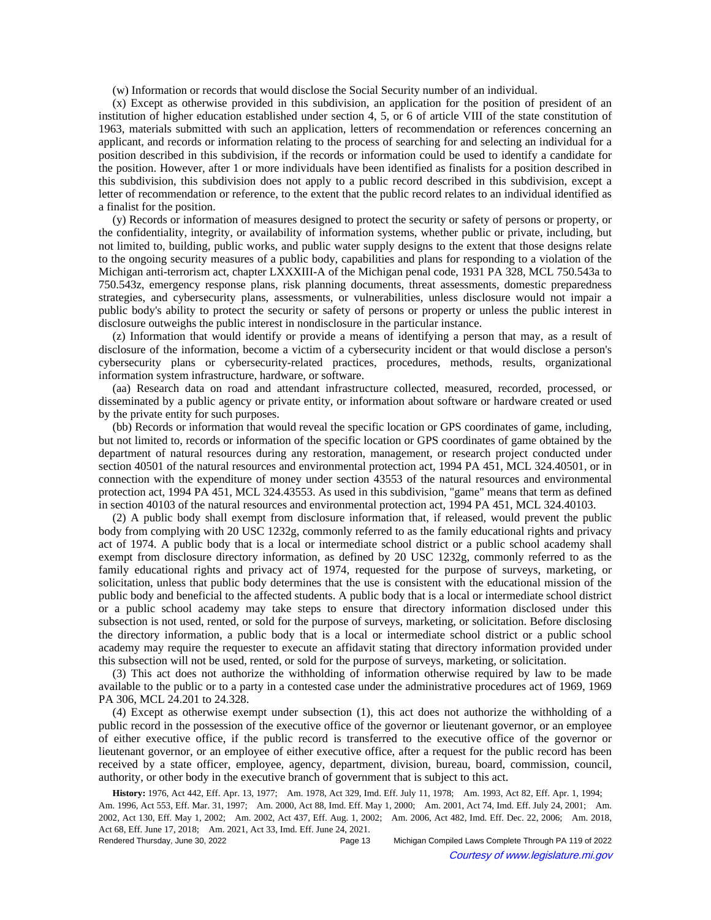(w) Information or records that would disclose the Social Security number of an individual.

(x) Except as otherwise provided in this subdivision, an application for the position of president of an institution of higher education established under section 4, 5, or 6 of article VIII of the state constitution of 1963, materials submitted with such an application, letters of recommendation or references concerning an applicant, and records or information relating to the process of searching for and selecting an individual for a position described in this subdivision, if the records or information could be used to identify a candidate for the position. However, after 1 or more individuals have been identified as finalists for a position described in this subdivision, this subdivision does not apply to a public record described in this subdivision, except a letter of recommendation or reference, to the extent that the public record relates to an individual identified as a finalist for the position.

(y) Records or information of measures designed to protect the security or safety of persons or property, or the confidentiality, integrity, or availability of information systems, whether public or private, including, but not limited to, building, public works, and public water supply designs to the extent that those designs relate to the ongoing security measures of a public body, capabilities and plans for responding to a violation of the Michigan anti-terrorism act, chapter LXXXIII-A of the Michigan penal code, 1931 PA 328, MCL 750.543a to 750.543z, emergency response plans, risk planning documents, threat assessments, domestic preparedness strategies, and cybersecurity plans, assessments, or vulnerabilities, unless disclosure would not impair a public body's ability to protect the security or safety of persons or property or unless the public interest in disclosure outweighs the public interest in nondisclosure in the particular instance.

(z) Information that would identify or provide a means of identifying a person that may, as a result of disclosure of the information, become a victim of a cybersecurity incident or that would disclose a person's cybersecurity plans or cybersecurity-related practices, procedures, methods, results, organizational information system infrastructure, hardware, or software.

(aa) Research data on road and attendant infrastructure collected, measured, recorded, processed, or disseminated by a public agency or private entity, or information about software or hardware created or used by the private entity for such purposes.

(bb) Records or information that would reveal the specific location or GPS coordinates of game, including, but not limited to, records or information of the specific location or GPS coordinates of game obtained by the department of natural resources during any restoration, management, or research project conducted under section 40501 of the natural resources and environmental protection act, 1994 PA 451, MCL 324.40501, or in connection with the expenditure of money under section 43553 of the natural resources and environmental protection act, 1994 PA 451, MCL 324.43553. As used in this subdivision, "game" means that term as defined in section 40103 of the natural resources and environmental protection act, 1994 PA 451, MCL 324.40103.

(2) A public body shall exempt from disclosure information that, if released, would prevent the public body from complying with 20 USC 1232g, commonly referred to as the family educational rights and privacy act of 1974. A public body that is a local or intermediate school district or a public school academy shall exempt from disclosure directory information, as defined by 20 USC 1232g, commonly referred to as the family educational rights and privacy act of 1974, requested for the purpose of surveys, marketing, or solicitation, unless that public body determines that the use is consistent with the educational mission of the public body and beneficial to the affected students. A public body that is a local or intermediate school district or a public school academy may take steps to ensure that directory information disclosed under this subsection is not used, rented, or sold for the purpose of surveys, marketing, or solicitation. Before disclosing the directory information, a public body that is a local or intermediate school district or a public school academy may require the requester to execute an affidavit stating that directory information provided under this subsection will not be used, rented, or sold for the purpose of surveys, marketing, or solicitation.

(3) This act does not authorize the withholding of information otherwise required by law to be made available to the public or to a party in a contested case under the administrative procedures act of 1969, 1969 PA 306, MCL 24.201 to 24.328.

(4) Except as otherwise exempt under subsection (1), this act does not authorize the withholding of a public record in the possession of the executive office of the governor or lieutenant governor, or an employee of either executive office, if the public record is transferred to the executive office of the governor or lieutenant governor, or an employee of either executive office, after a request for the public record has been received by a state officer, employee, agency, department, division, bureau, board, commission, council, authority, or other body in the executive branch of government that is subject to this act.

**History:** 1976, Act 442, Eff. Apr. 13, 1977;—Am. 1978, Act 329, Imd. Eff. July 11, 1978;—Am. 1993, Act 82, Eff. Apr. 1, 1994;—Am. 1996, Act 553, Eff. Mar. 31, 1997;—Am. 2000, Act 88, Imd. Eff. May 1, 2000;—Am. 2001, Act 74, Imd. Eff. July 24, 2001;—Am. 2002, Act 130, Eff. May 1, 2002;—Am. 2002, Act 437, Eff. Aug. 1, 2002;—Am. 2006, Act 482, Imd. Eff. Dec. 22, 2006;—Am. 2018, Act 68, Eff. June 17, 2018;—Am. 2021, Act 33, Imd. Eff. June 24, 2021.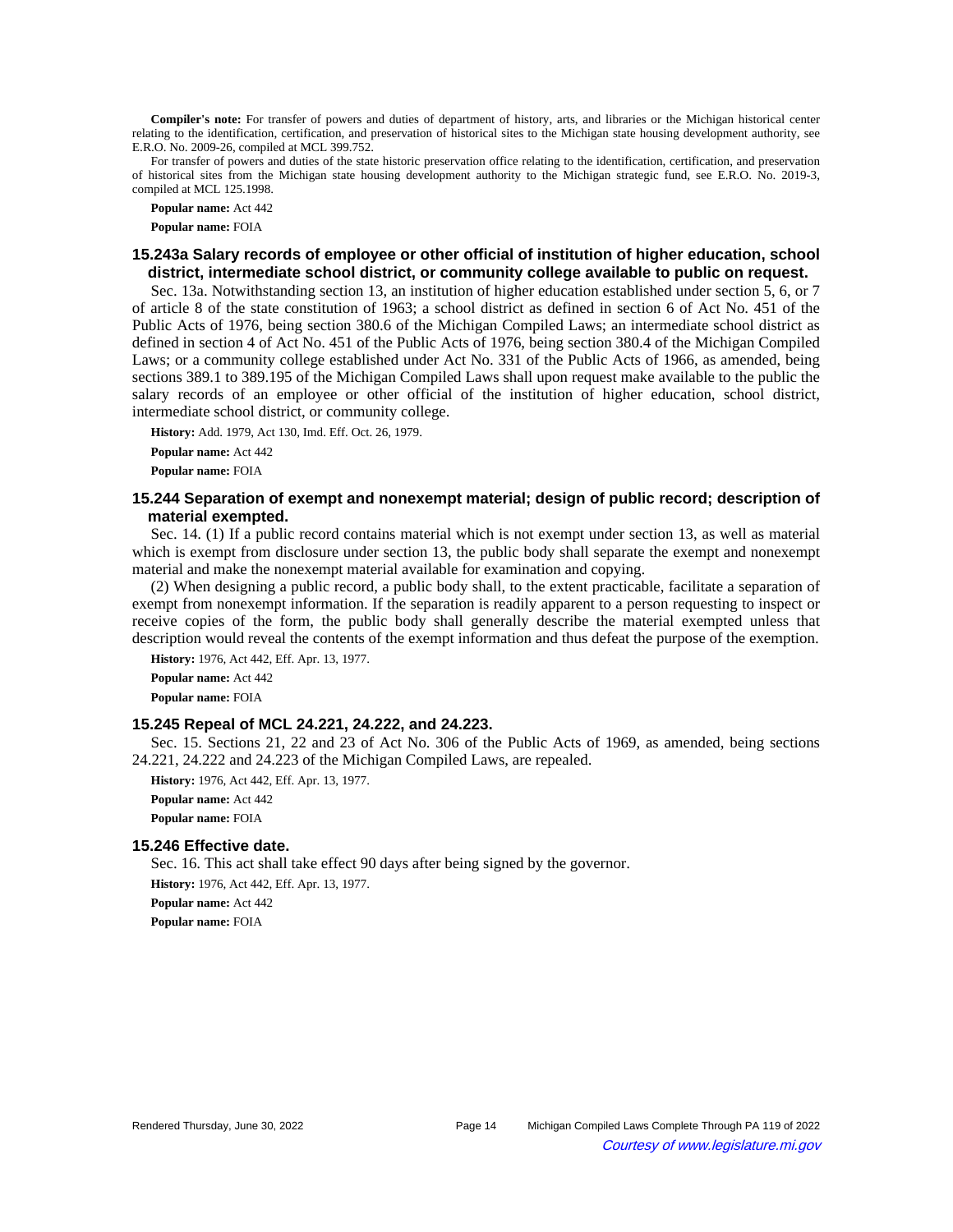**Compiler's note:** For transfer of powers and duties of department of history, arts, and libraries or the Michigan historical center relating to the identification, certification, and preservation of historical sites to the Michigan state housing development authority, see E.R.O. No. 2009-26, compiled at MCL 399.752.

For transfer of powers and duties of the state historic preservation office relating to the identification, certification, and preservation of historical sites from the Michigan state housing development authority to the Michigan strategic fund, see E.R.O. No. 2019-3, compiled at MCL 125.1998.

**Popular name:** Act 442

**Popular name:** FOIA

### 15.243a Salary records of employee or other official of institution of higher education, school district, intermediate school district, or community college available to public on request.

Sec. 13a. Notwithstanding section 13, an institution of higher education established under section 5, 6, or 7 of article 8 of the state constitution of 1963; a school district as defined in section 6 of Act No. 451 of the Public Acts of 1976, being section 380.6 of the Michigan Compiled Laws; an intermediate school district as defined in section 4 of Act No. 451 of the Public Acts of 1976, being section 380.4 of the Michigan Compiled Laws; or a community college established under Act No. 331 of the Public Acts of 1966, as amended, being sections 389.1 to 389.195 of the Michigan Compiled Laws shall upon request make available to the public the salary records of an employee or other official of the institution of higher education, school district, intermediate school district, or community college.

**History:** Add. 1979, Act 130, Imd. Eff. Oct. 26, 1979.

**Popular name:** Act 442

**Popular name:** FOIA

### 15.244 Separation of exempt and nonexempt material; design of public record; description of material exempted.

Sec. 14. (1) If a public record contains material which is not exempt under section 13, as well as material which is exempt from disclosure under section 13, the public body shall separate the exempt and nonexempt material and make the nonexempt material available for examination and copying.

(2) When designing a public record, a public body shall, to the extent practicable, facilitate a separation of exempt from nonexempt information. If the separation is readily apparent to a person requesting to inspect or receive copies of the form, the public body shall generally describe the material exempted unless that description would reveal the contents of the exempt information and thus defeat the purpose of the exemption.

**History:** 1976, Act 442, Eff. Apr. 13, 1977.

**Popular name:** Act 442

**Popular name:** FOIA

### 15.245 Repeal of MCL 24.221, 24.222, and 24.223.

Sec. 15. Sections 21, 22 and 23 of Act No. 306 of the Public Acts of 1969, as amended, being sections 24.221, 24.222 and 24.223 of the Michigan Compiled Laws, are repealed.

**History:** 1976, Act 442, Eff. Apr. 13, 1977.

**Popular name:** Act 442

**Popular name:** FOIA

### 15.246 Effective date.

Sec. 16. This act shall take effect 90 days after being signed by the governor.

**History:** 1976, Act 442, Eff. Apr. 13, 1977.

**Popular name:** Act 442

**Popular name:** FOIA